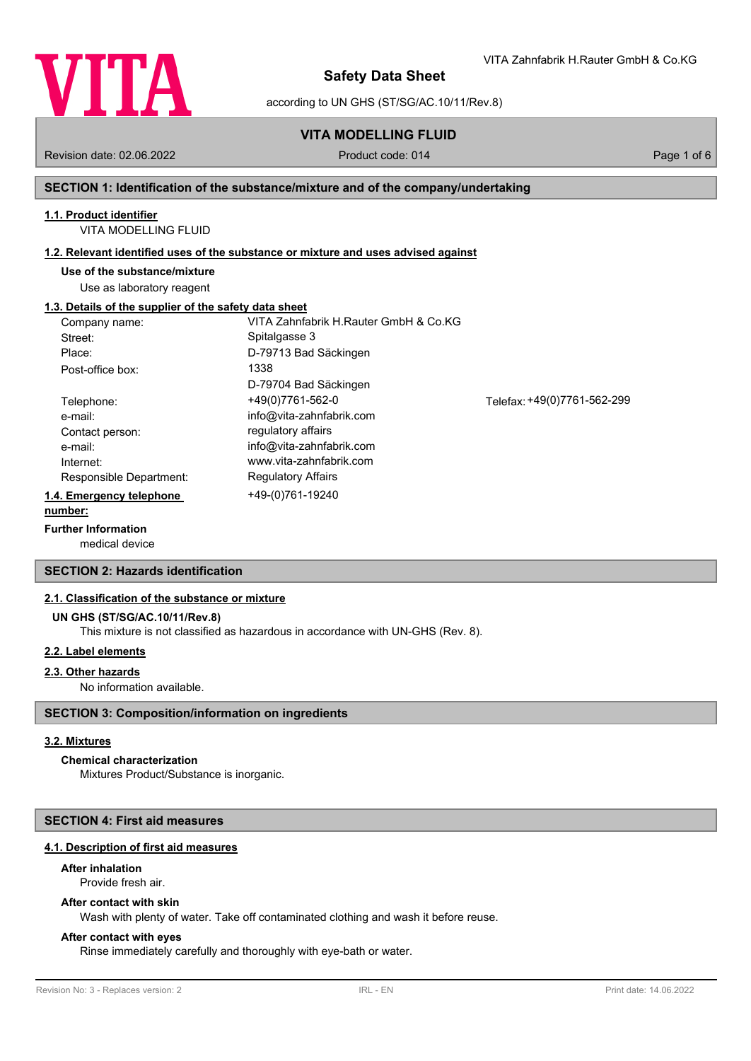# Safety Data Sheet

according to UN GHS (ST/SG/AC.10/11/Rev.8)

## VITA MODELLING FLUID

Revision date: 02.06.2022 | Product code: 014

## SECTION 1: Identification of the substance/mixture and of the company/undertaking

### 1.1. Product identifier

VITA MODELLING FLUID

### 1.2. Relevant identified uses of the substance or mixture and uses advised against

**Use of the substance/mixture**

Use as laboratory reagent

### 1.3. Details of the supplier of the safety data sheet

| | | |
|---|---|---|
| Company name: | VITA Zahnfabrik H.Rauter GmbH & Co.KG | |
| Street: | Spitalgasse 3 | |
| Place: | D-79713 Bad Säckingen | |
| Post-office box: | 1338<br>D-79704 Bad Säckingen | |
| Telephone: | +49(0)7761-562-0 | Telefax: +49(0)7761-562-299 |
| e-mail: | info@vita-zahnfabrik.com | |
| Contact person: | regulatory affairs | |
| e-mail: | info@vita-zahnfabrik.com | |
| Internet: | www.vita-zahnfabrik.com | |
| Responsible Department: | Regulatory Affairs | |

### 1.4. Emergency telephone number:

+49-(0)761-19240

**Further Information**

medical device

## SECTION 2: Hazards identification

### 2.1. Classification of the substance or mixture

**UN GHS (ST/SG/AC.10/11/Rev.8)**

This mixture is not classified as hazardous in accordance with UN-GHS (Rev. 8).

### 2.2. Label elements

### 2.3. Other hazards

No information available.

## SECTION 3: Composition/information on ingredients

### 3.2. Mixtures

**Chemical characterization**

Mixtures Product/Substance is inorganic.

## SECTION 4: First aid measures

### 4.1. Description of first aid measures

**After inhalation**

Provide fresh air.

**After contact with skin**

Wash with plenty of water. Take off contaminated clothing and wash it before reuse.

**After contact with eyes**

Rinse immediately carefully and thoroughly with eye-bath or water.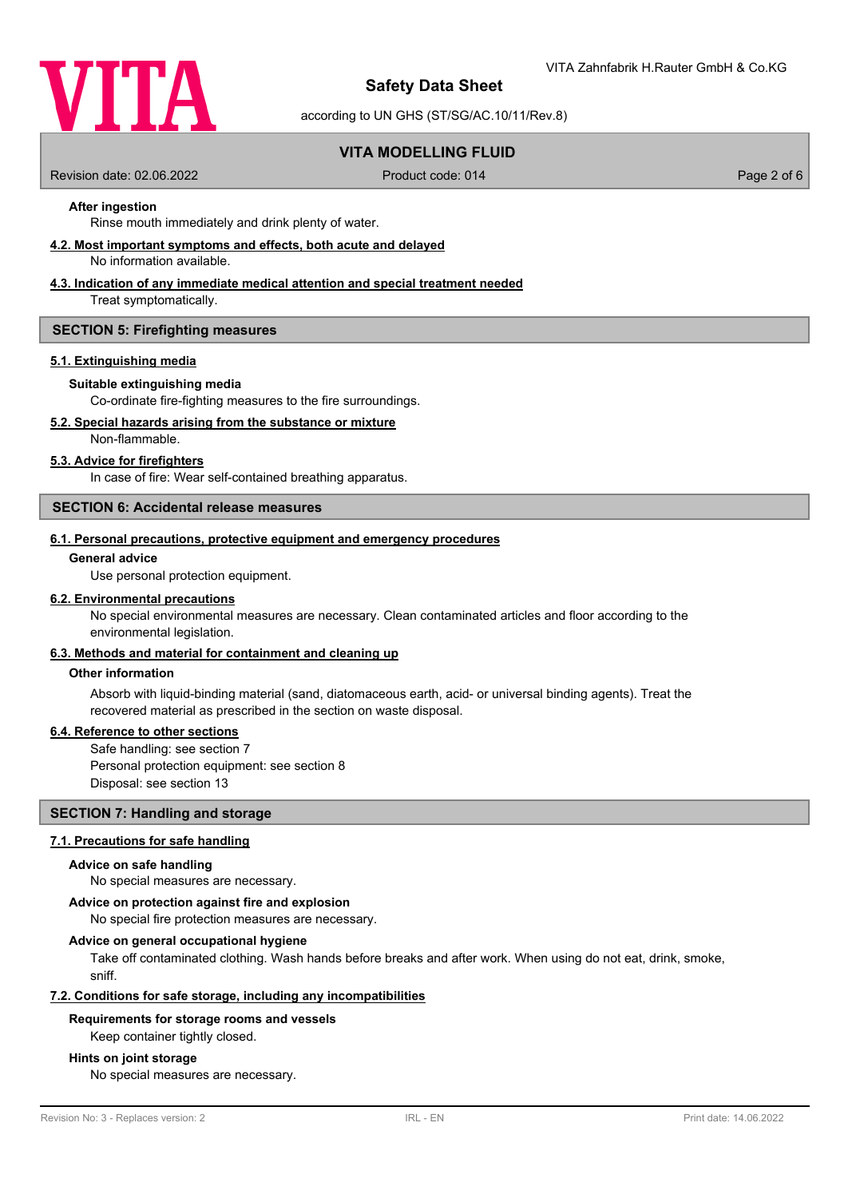#### After ingestion

Rinse mouth immediately and drink plenty of water.

### 4.2. Most important symptoms and effects, both acute and delayed

No information available.

### 4.3. Indication of any immediate medical attention and special treatment needed

Treat symptomatically.

## SECTION 5: Firefighting measures

### 5.1. Extinguishing media

#### Suitable extinguishing media

Co-ordinate fire-fighting measures to the fire surroundings.

### 5.2. Special hazards arising from the substance or mixture

Non-flammable.

### 5.3. Advice for firefighters

In case of fire: Wear self-contained breathing apparatus.

## SECTION 6: Accidental release measures

### 6.1. Personal precautions, protective equipment and emergency procedures

#### General advice

Use personal protection equipment.

### 6.2. Environmental precautions

No special environmental measures are necessary. Clean contaminated articles and floor according to the environmental legislation.

### 6.3. Methods and material for containment and cleaning up

#### Other information

Absorb with liquid-binding material (sand, diatomaceous earth, acid- or universal binding agents). Treat the recovered material as prescribed in the section on waste disposal.

### 6.4. Reference to other sections

Safe handling: see section 7
Personal protection equipment: see section 8
Disposal: see section 13

## SECTION 7: Handling and storage

### 7.1. Precautions for safe handling

#### Advice on safe handling

No special measures are necessary.

#### Advice on protection against fire and explosion

No special fire protection measures are necessary.

#### Advice on general occupational hygiene

Take off contaminated clothing. Wash hands before breaks and after work. When using do not eat, drink, smoke, sniff.

### 7.2. Conditions for safe storage, including any incompatibilities

#### Requirements for storage rooms and vessels

Keep container tightly closed.

#### Hints on joint storage

No special measures are necessary.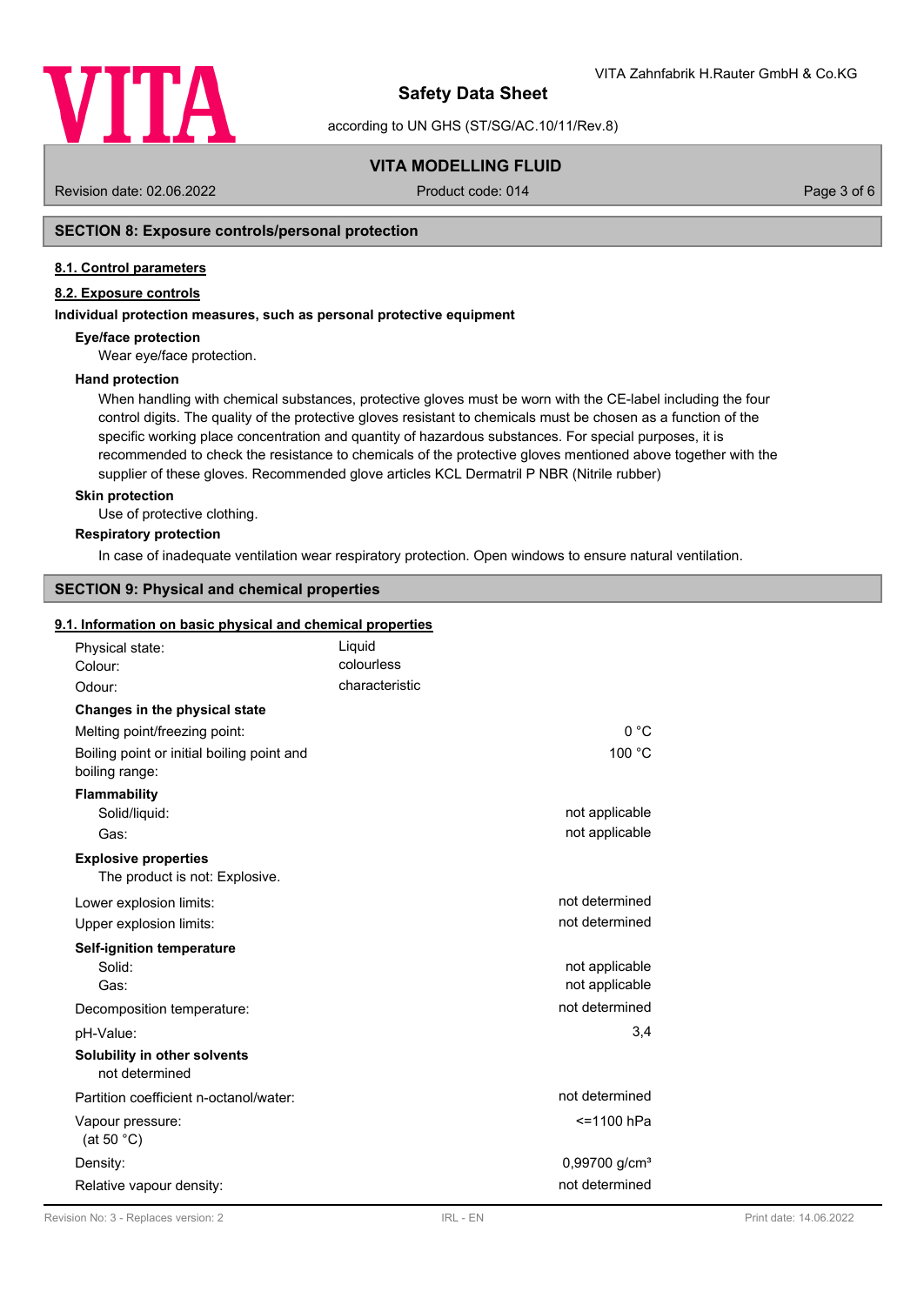## SECTION 8: Exposure controls/personal protection

### 8.1. Control parameters

### 8.2. Exposure controls

**Individual protection measures, such as personal protective equipment**

**Eye/face protection**

Wear eye/face protection.

**Hand protection**

When handling with chemical substances, protective gloves must be worn with the CE-label including the four control digits. The quality of the protective gloves resistant to chemicals must be chosen as a function of the specific working place concentration and quantity of hazardous substances. For special purposes, it is recommended to check the resistance to chemicals of the protective gloves mentioned above together with the supplier of these gloves. Recommended glove articles KCL Dermatril P NBR (Nitrile rubber)

**Skin protection**

Use of protective clothing.

**Respiratory protection**

In case of inadequate ventilation wear respiratory protection. Open windows to ensure natural ventilation.

## SECTION 9: Physical and chemical properties

### 9.1. Information on basic physical and chemical properties

Physical state: Liquid
Colour: colourless
Odour: characteristic

**Changes in the physical state**

| | |
|---|---|
| Melting point/freezing point: | 0 °C |
| Boiling point or initial boiling point and boiling range: | 100 °C |

**Flammability**

| | |
|---|---|
| Solid/liquid: | not applicable |
| Gas: | not applicable |

**Explosive properties**

The product is not: Explosive.

| | |
|---|---|
| Lower explosion limits: | not determined |
| Upper explosion limits: | not determined |

**Self-ignition temperature**

| | |
|---|---|
| Solid: | not applicable |
| Gas: | not applicable |
| Decomposition temperature: | not determined |
| pH-Value: | 3,4 |

**Solubility in other solvents**

not determined

| | |
|---|---|
| Partition coefficient n-octanol/water: | not determined |
| Vapour pressure: (at 50 °C) | <=1100 hPa |
| Density: | 0,99700 g/cm³ |
| Relative vapour density: | not determined |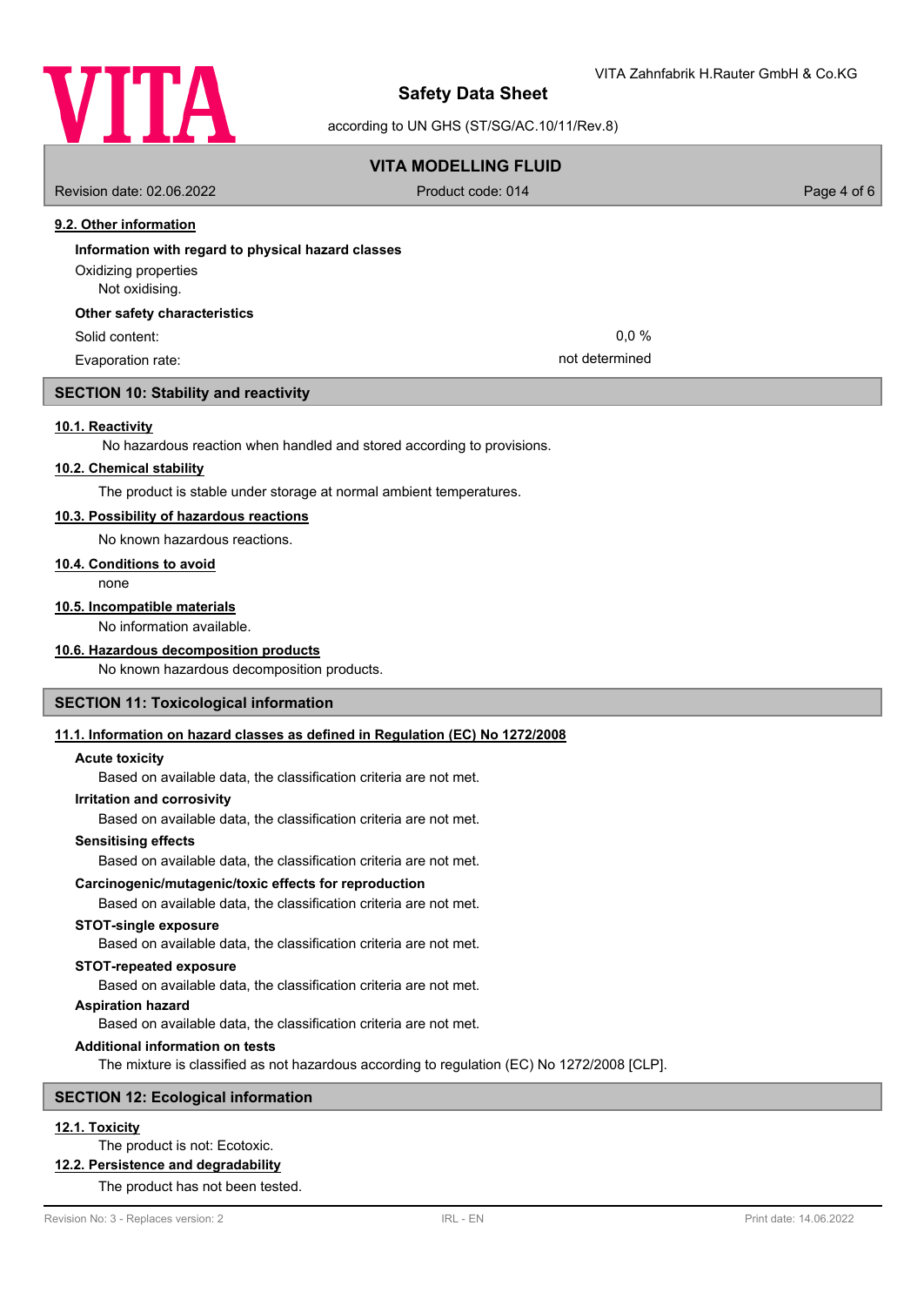### 9.2. Other information

**Information with regard to physical hazard classes**

Oxidizing properties
Not oxidising.

**Other safety characteristics**

| | |
|---|---|
| Solid content: | 0,0 % |
| Evaporation rate: | not determined |

## SECTION 10: Stability and reactivity

### 10.1. Reactivity

No hazardous reaction when handled and stored according to provisions.

### 10.2. Chemical stability

The product is stable under storage at normal ambient temperatures.

### 10.3. Possibility of hazardous reactions

No known hazardous reactions.

### 10.4. Conditions to avoid

none

### 10.5. Incompatible materials

No information available.

### 10.6. Hazardous decomposition products

No known hazardous decomposition products.

## SECTION 11: Toxicological information

### 11.1. Information on hazard classes as defined in Regulation (EC) No 1272/2008

**Acute toxicity**

Based on available data, the classification criteria are not met.

**Irritation and corrosivity**

Based on available data, the classification criteria are not met.

**Sensitising effects**

Based on available data, the classification criteria are not met.

**Carcinogenic/mutagenic/toxic effects for reproduction**

Based on available data, the classification criteria are not met.

**STOT-single exposure**

Based on available data, the classification criteria are not met.

**STOT-repeated exposure**

Based on available data, the classification criteria are not met.

**Aspiration hazard**

Based on available data, the classification criteria are not met.

**Additional information on tests**

The mixture is classified as not hazardous according to regulation (EC) No 1272/2008 [CLP].

## SECTION 12: Ecological information

### 12.1. Toxicity

The product is not: Ecotoxic.

### 12.2. Persistence and degradability

The product has not been tested.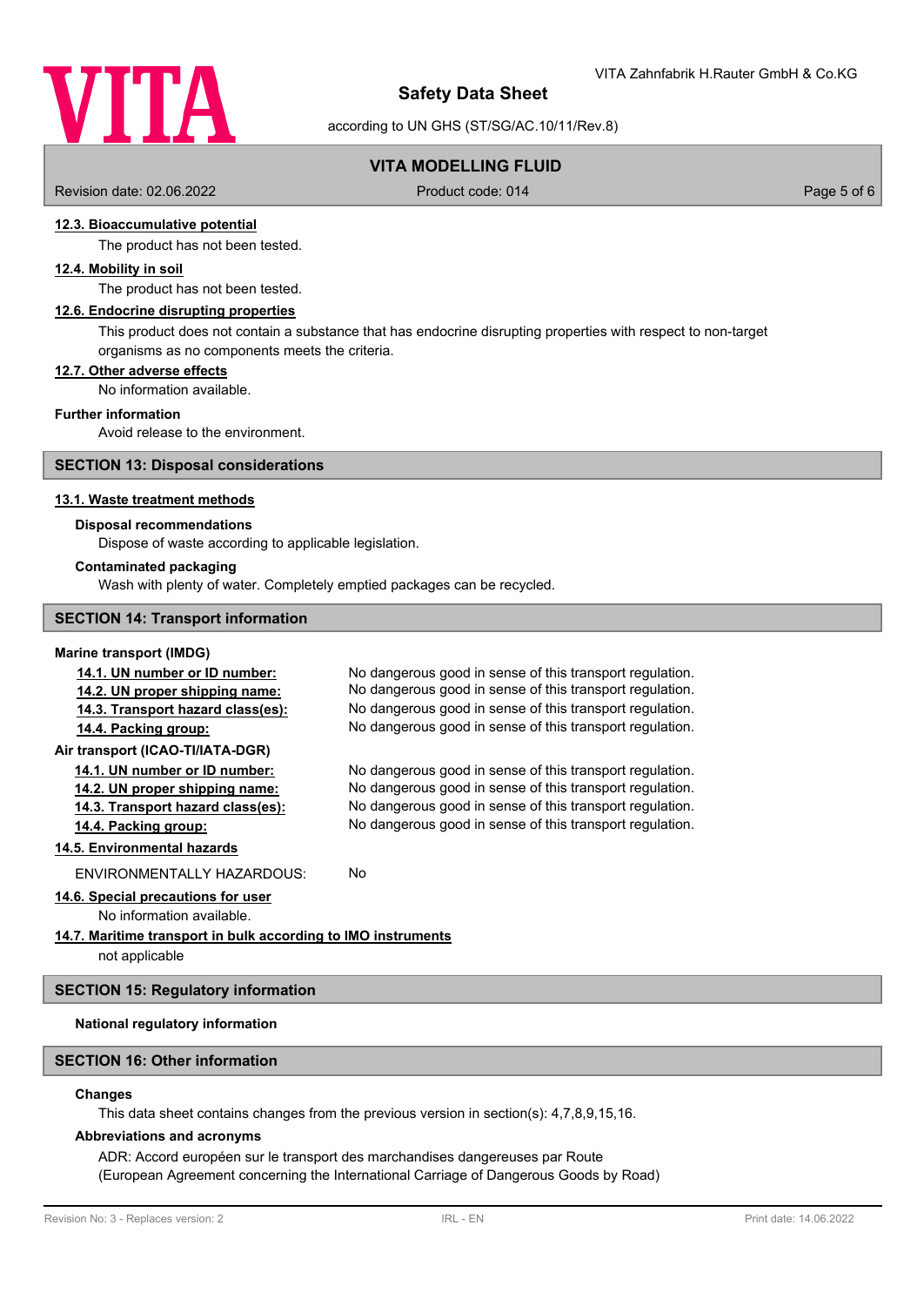#### 12.3. Bioaccumulative potential

The product has not been tested.

#### 12.4. Mobility in soil

The product has not been tested.

#### 12.6. Endocrine disrupting properties

This product does not contain a substance that has endocrine disrupting properties with respect to non-target organisms as no components meets the criteria.

#### 12.7. Other adverse effects

No information available.

**Further information**

Avoid release to the environment.

## SECTION 13: Disposal considerations

#### 13.1. Waste treatment methods

**Disposal recommendations**

Dispose of waste according to applicable legislation.

**Contaminated packaging**

Wash with plenty of water. Completely emptied packages can be recycled.

## SECTION 14: Transport information

**Marine transport (IMDG)**

| | |
|---|---|
| 14.1. UN number or ID number: | No dangerous good in sense of this transport regulation. |
| 14.2. UN proper shipping name: | No dangerous good in sense of this transport regulation. |
| 14.3. Transport hazard class(es): | No dangerous good in sense of this transport regulation. |
| 14.4. Packing group: | No dangerous good in sense of this transport regulation. |

**Air transport (ICAO-TI/IATA-DGR)**

| | |
|---|---|
| 14.1. UN number or ID number: | No dangerous good in sense of this transport regulation. |
| 14.2. UN proper shipping name: | No dangerous good in sense of this transport regulation. |
| 14.3. Transport hazard class(es): | No dangerous good in sense of this transport regulation. |
| 14.4. Packing group: | No dangerous good in sense of this transport regulation. |

#### 14.5. Environmental hazards

ENVIRONMENTALLY HAZARDOUS: No

#### 14.6. Special precautions for user

No information available.

#### 14.7. Maritime transport in bulk according to IMO instruments

not applicable

## SECTION 15: Regulatory information

**National regulatory information**

## SECTION 16: Other information

**Changes**

This data sheet contains changes from the previous version in section(s): 4,7,8,9,15,16.

**Abbreviations and acronyms**

ADR: Accord européen sur le transport des marchandises dangereuses par Route
(European Agreement concerning the International Carriage of Dangerous Goods by Road)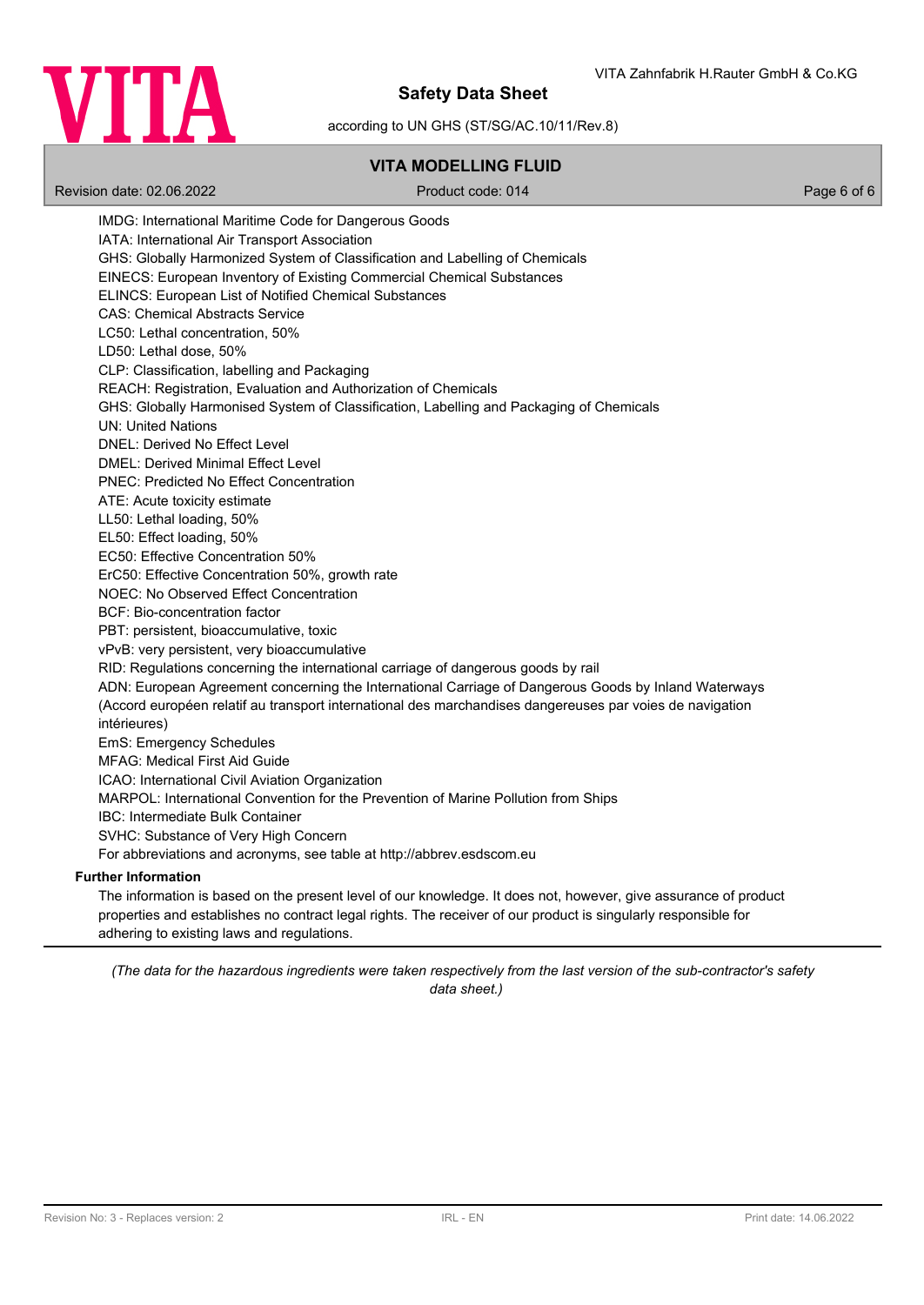IMDG: International Maritime Code for Dangerous Goods
IATA: International Air Transport Association
GHS: Globally Harmonized System of Classification and Labelling of Chemicals
EINECS: European Inventory of Existing Commercial Chemical Substances
ELINCS: European List of Notified Chemical Substances
CAS: Chemical Abstracts Service
LC50: Lethal concentration, 50%
LD50: Lethal dose, 50%
CLP: Classification, labelling and Packaging
REACH: Registration, Evaluation and Authorization of Chemicals
GHS: Globally Harmonised System of Classification, Labelling and Packaging of Chemicals
UN: United Nations
DNEL: Derived No Effect Level
DMEL: Derived Minimal Effect Level
PNEC: Predicted No Effect Concentration
ATE: Acute toxicity estimate
LL50: Lethal loading, 50%
EL50: Effect loading, 50%
EC50: Effective Concentration 50%
ErC50: Effective Concentration 50%, growth rate
NOEC: No Observed Effect Concentration
BCF: Bio-concentration factor
PBT: persistent, bioaccumulative, toxic
vPvB: very persistent, very bioaccumulative
RID: Regulations concerning the international carriage of dangerous goods by rail
ADN: European Agreement concerning the International Carriage of Dangerous Goods by Inland Waterways (Accord européen relatif au transport international des marchandises dangereuses par voies de navigation intérieures)
EmS: Emergency Schedules
MFAG: Medical First Aid Guide
ICAO: International Civil Aviation Organization
MARPOL: International Convention for the Prevention of Marine Pollution from Ships
IBC: Intermediate Bulk Container
SVHC: Substance of Very High Concern
For abbreviations and acronyms, see table at http://abbrev.esdscom.eu

**Further Information**

The information is based on the present level of our knowledge. It does not, however, give assurance of product properties and establishes no contract legal rights. The receiver of our product is singularly responsible for adhering to existing laws and regulations.

*(The data for the hazardous ingredients were taken respectively from the last version of the sub-contractor's safety data sheet.)*